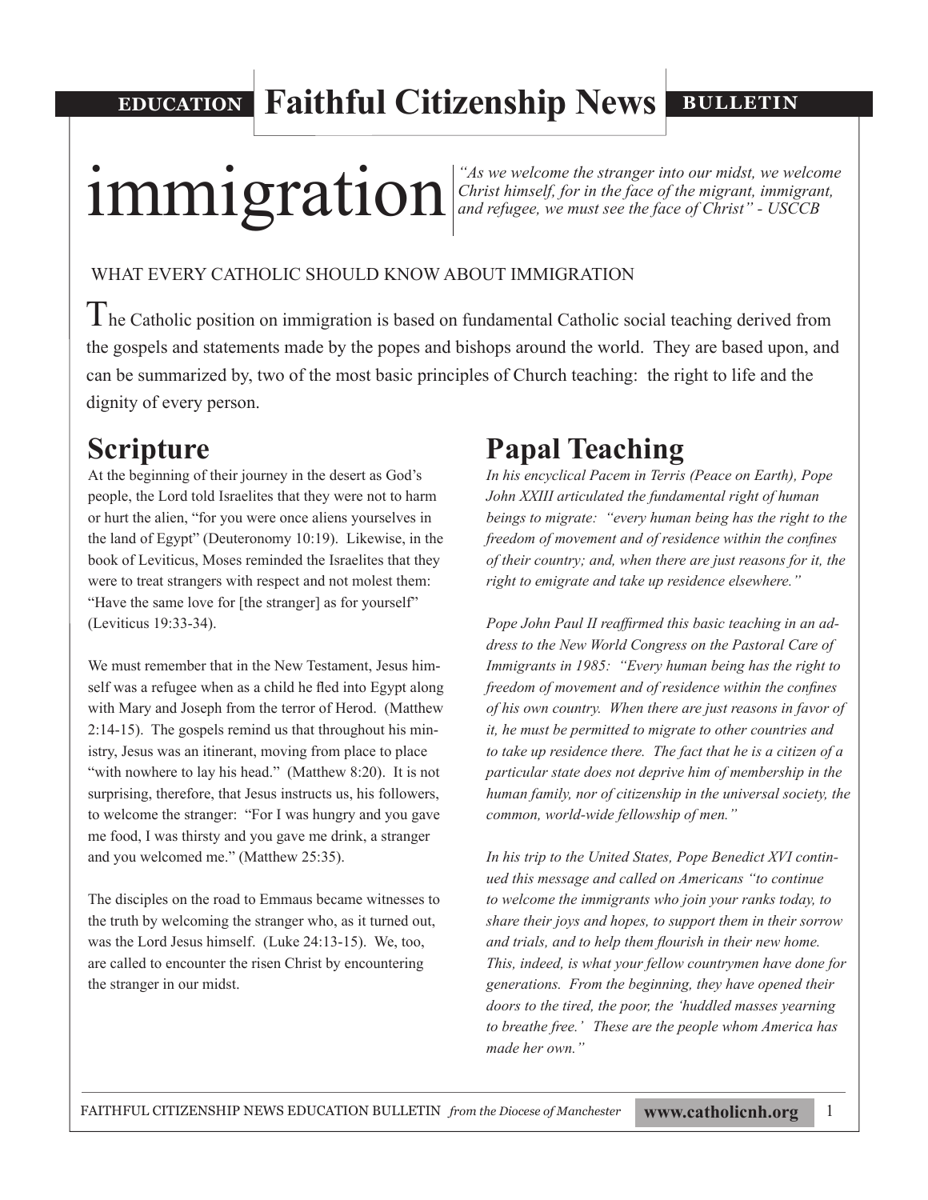**EDUCATION** **Faithful Citizenship News** **BULLETIN**

# immigration

*"As we welcome the stranger into our midst, we welcome Christ himself, for in the face of the migrant, immigrant, and refugee, we must see the face of Christ" - USCCB*

WHAT EVERY CATHOLIC SHOULD KNOW ABOUT IMMIGRATION

The Catholic position on immigration is based on fundamental Catholic social teaching derived from the gospels and statements made by the popes and bishops around the world. They are based upon, and can be summarized by, two of the most basic principles of Church teaching: the right to life and the dignity of every person.

## Scripture

At the beginning of their journey in the desert as God's people, the Lord told Israelites that they were not to harm or hurt the alien, "for you were once aliens yourselves in the land of Egypt" (Deuteronomy 10:19). Likewise, in the book of Leviticus, Moses reminded the Israelites that they were to treat strangers with respect and not molest them: "Have the same love for [the stranger] as for yourself" (Leviticus 19:33-34).

We must remember that in the New Testament, Jesus himself was a refugee when as a child he fled into Egypt along with Mary and Joseph from the terror of Herod. (Matthew 2:14-15). The gospels remind us that throughout his ministry, Jesus was an itinerant, moving from place to place "with nowhere to lay his head." (Matthew 8:20). It is not surprising, therefore, that Jesus instructs us, his followers, to welcome the stranger: "For I was hungry and you gave me food, I was thirsty and you gave me drink, a stranger and you welcomed me." (Matthew 25:35).

The disciples on the road to Emmaus became witnesses to the truth by welcoming the stranger who, as it turned out, was the Lord Jesus himself. (Luke 24:13-15). We, too, are called to encounter the risen Christ by encountering the stranger in our midst.

## Papal Teaching

*In his encyclical Pacem in Terris (Peace on Earth), Pope John XXIII articulated the fundamental right of human beings to migrate: "every human being has the right to the freedom of movement and of residence within the confines of their country; and, when there are just reasons for it, the right to emigrate and take up residence elsewhere."*

*Pope John Paul II reaffirmed this basic teaching in an address to the New World Congress on the Pastoral Care of Immigrants in 1985: "Every human being has the right to freedom of movement and of residence within the confines of his own country. When there are just reasons in favor of it, he must be permitted to migrate to other countries and to take up residence there. The fact that he is a citizen of a particular state does not deprive him of membership in the human family, nor of citizenship in the universal society, the common, world-wide fellowship of men."*

*In his trip to the United States, Pope Benedict XVI continued this message and called on Americans "to continue to welcome the immigrants who join your ranks today, to share their joys and hopes, to support them in their sorrow and trials, and to help them flourish in their new home. This, indeed, is what your fellow countrymen have done for generations. From the beginning, they have opened their doors to the tired, the poor, the 'huddled masses yearning to breathe free.' These are the people whom America has made her own."*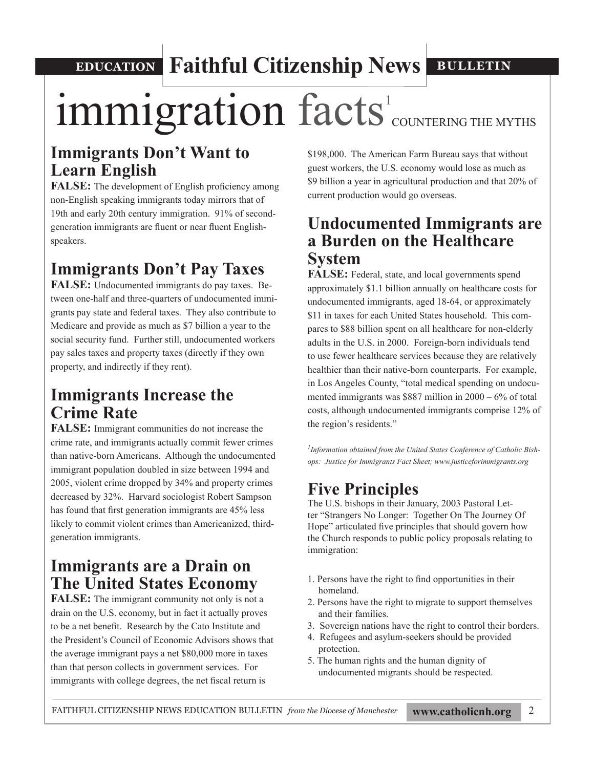# immigration facts[1] COUNTERING THE MYTHS

## Immigrants Don't Want to Learn English

**FALSE:** The development of English proficiency among non-English speaking immigrants today mirrors that of 19th and early 20th century immigration. 91% of second-generation immigrants are fluent or near fluent English-speakers.

## Immigrants Don't Pay Taxes

**FALSE:** Undocumented immigrants do pay taxes. Between one-half and three-quarters of undocumented immigrants pay state and federal taxes. They also contribute to Medicare and provide as much as $7 billion a year to the social security fund. Further still, undocumented workers pay sales taxes and property taxes (directly if they own property, and indirectly if they rent).

## Immigrants Increase the Crime Rate

**FALSE:** Immigrant communities do not increase the crime rate, and immigrants actually commit fewer crimes than native-born Americans. Although the undocumented immigrant population doubled in size between 1994 and 2005, violent crime dropped by 34% and property crimes decreased by 32%. Harvard sociologist Robert Sampson has found that first generation immigrants are 45% less likely to commit violent crimes than Americanized, third-generation immigrants.

## Immigrants are a Drain on The United States Economy

**FALSE:** The immigrant community not only is not a drain on the U.S. economy, but in fact it actually proves to be a net benefit. Research by the Cato Institute and the President's Council of Economic Advisors shows that the average immigrant pays a net $80,000 more in taxes than that person collects in government services. For immigrants with college degrees, the net fiscal return is $198,000. The American Farm Bureau says that without guest workers, the U.S. economy would lose as much as $9 billion a year in agricultural production and that 20% of current production would go overseas.

## Undocumented Immigrants are a Burden on the Healthcare System

**FALSE:** Federal, state, and local governments spend approximately $1.1 billion annually on healthcare costs for undocumented immigrants, aged 18-64, or approximately $11 in taxes for each United States household. This compares to $88 billion spent on all healthcare for non-elderly adults in the U.S. in 2000. Foreign-born individuals tend to use fewer healthcare services because they are relatively healthier than their native-born counterparts. For example, in Los Angeles County, "total medical spending on undocumented immigrants was $887 million in 2000 – 6% of total costs, although undocumented immigrants comprise 12% of the region's residents."

*[1]Information obtained from the United States Conference of Catholic Bishops: Justice for Immigrants Fact Sheet; www.justiceforimmigrants.org*

## Five Principles

The U.S. bishops in their January, 2003 Pastoral Letter "Strangers No Longer: Together On The Journey Of Hope" articulated five principles that should govern how the Church responds to public policy proposals relating to immigration:

1. Persons have the right to find opportunities in their homeland.
2. Persons have the right to migrate to support themselves and their families.
3. Sovereign nations have the right to control their borders.
4. Refugees and asylum-seekers should be provided protection.
5. The human rights and the human dignity of undocumented migrants should be respected.